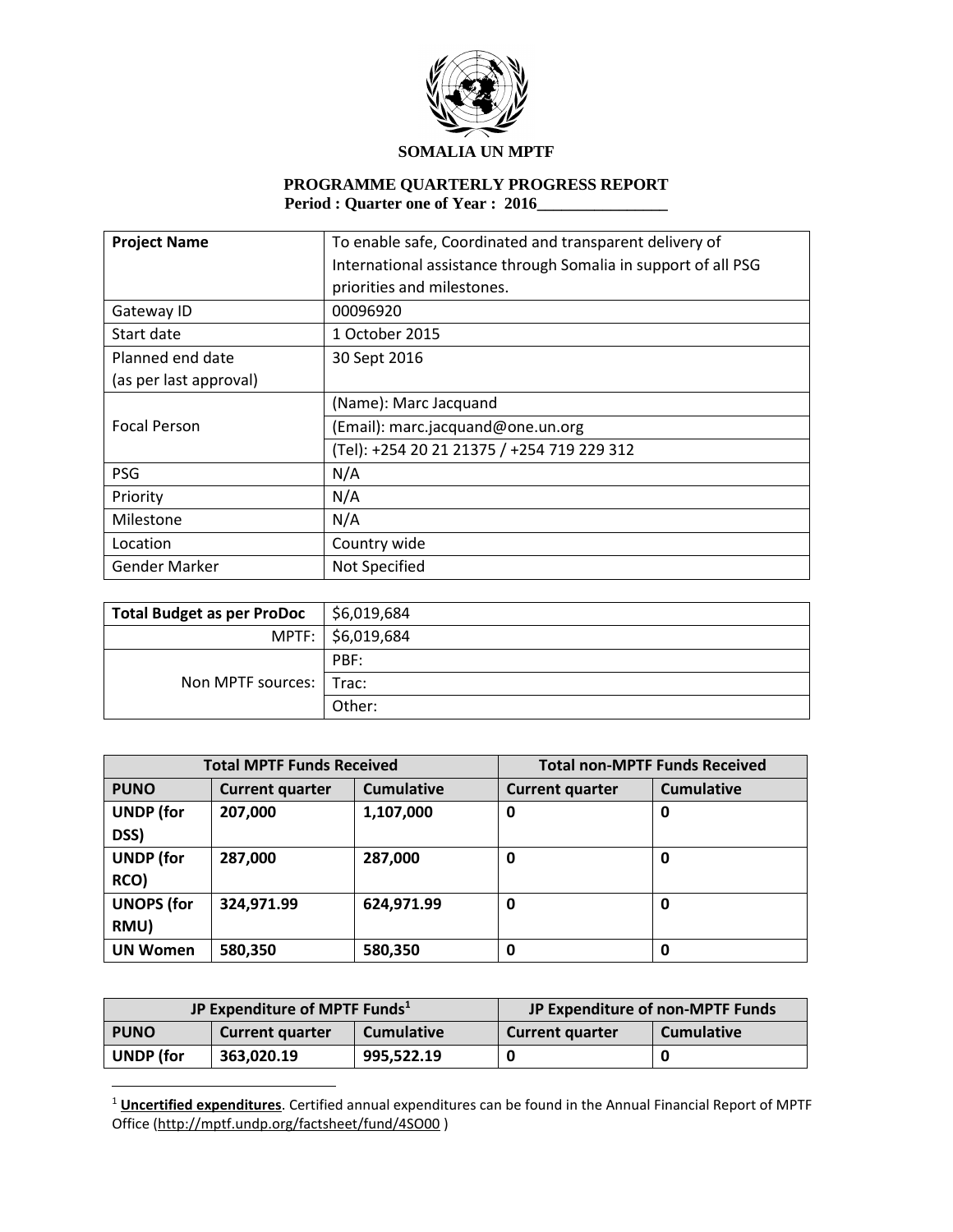**SOMALIA UN MPTF**

**PROGRAMME QUARTERLY PROGRESS REPORT**
**Period : Quarter one of Year : 2016________________**

| **Project Name** | To enable safe, Coordinated and transparent delivery of International assistance through Somalia in support of all PSG priorities and milestones. |
|---|---|
| Gateway ID | 00096920 |
| Start date | 1 October 2015 |
| Planned end date (as per last approval) | 30 Sept 2016 |
| Focal Person | (Name): Marc Jacquand |
| | (Email): marc.jacquand@one.un.org |
| | (Tel): +254 20 21 21375 / +254 719 229 312 |
| PSG | N/A |
| Priority | N/A |
| Milestone | N/A |
| Location | Country wide |
| Gender Marker | Not Specified |

| **Total Budget as per ProDoc** | $6,019,684 |
|---|---|
| MPTF: | $6,019,684 |
| Non MPTF sources: | PBF: |
| | Trac: |
| | Other: |

| **Total MPTF Funds Received** | | | **Total non-MPTF Funds Received** | |
|---|---|---|---|---|
| **PUNO** | **Current quarter** | **Cumulative** | **Current quarter** | **Cumulative** |
| **UNDP (for DSS)** | **207,000** | **1,107,000** | **0** | **0** |
| **UNDP (for RCO)** | **287,000** | **287,000** | **0** | **0** |
| **UNOPS (for RMU)** | **324,971.99** | **624,971.99** | **0** | **0** |
| **UN Women** | **580,350** | **580,350** | **0** | **0** |

| **JP Expenditure of MPTF Funds**[1] | | | **JP Expenditure of non-MPTF Funds** | |
|---|---|---|---|---|
| **PUNO** | **Current quarter** | **Cumulative** | **Current quarter** | **Cumulative** |
| **UNDP (for** | **363,020.19** | **995,522.19** | **0** | **0** |

[1] **Uncertified expenditures**. Certified annual expenditures can be found in the Annual Financial Report of MPTF Office (http://mptf.undp.org/factsheet/fund/4SO00 )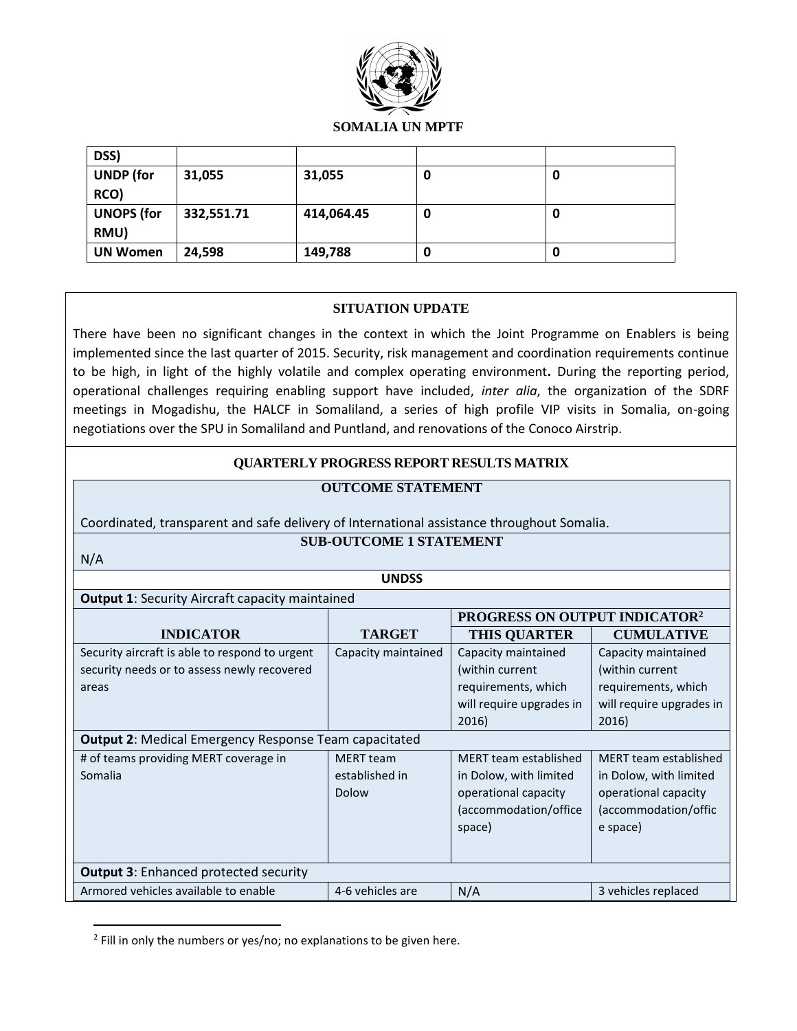**SOMALIA UN MPTF**

| | | | | |
|---|---|---|---|---|
| **DSS)** | | | | |
| **UNDP (for RCO)** | **31,055** | **31,055** | **0** | **0** |
| **UNOPS (for RMU)** | **332,551.71** | **414,064.45** | **0** | **0** |
| **UN Women** | **24,598** | **149,788** | **0** | **0** |

## SITUATION UPDATE

There have been no significant changes in the context in which the Joint Programme on Enablers is being implemented since the last quarter of 2015. Security, risk management and coordination requirements continue to be high, in light of the highly volatile and complex operating environment**.** During the reporting period, operational challenges requiring enabling support have included, *inter alia*, the organization of the SDRF meetings in Mogadishu, the HALCF in Somaliland, a series of high profile VIP visits in Somalia, on-going negotiations over the SPU in Somaliland and Puntland, and renovations of the Conoco Airstrip.

## QUARTERLY PROGRESS REPORT RESULTS MATRIX

**OUTCOME STATEMENT**

Coordinated, transparent and safe delivery of International assistance throughout Somalia.

**SUB-OUTCOME 1 STATEMENT**

N/A

**UNDSS**

| **INDICATOR** | **TARGET** | **PROGRESS ON OUTPUT INDICATOR[2]** THIS QUARTER | CUMULATIVE |
|---|---|---|---|
| **Output 1**: Security Aircraft capacity maintained | | | |
| Security aircraft is able to respond to urgent security needs or to assess newly recovered areas | Capacity maintained | Capacity maintained (within current requirements, which will require upgrades in 2016) | Capacity maintained (within current requirements, which will require upgrades in 2016) |
| **Output 2**: Medical Emergency Response Team capacitated | | | |
| # of teams providing MERT coverage in Somalia | MERT team established in Dolow | MERT team established in Dolow, with limited operational capacity (accommodation/office space) | MERT team established in Dolow, with limited operational capacity (accommodation/office space) |
| **Output 3**: Enhanced protected security | | | |
| Armored vehicles available to enable | 4-6 vehicles are | N/A | 3 vehicles replaced |

[2] Fill in only the numbers or yes/no; no explanations to be given here.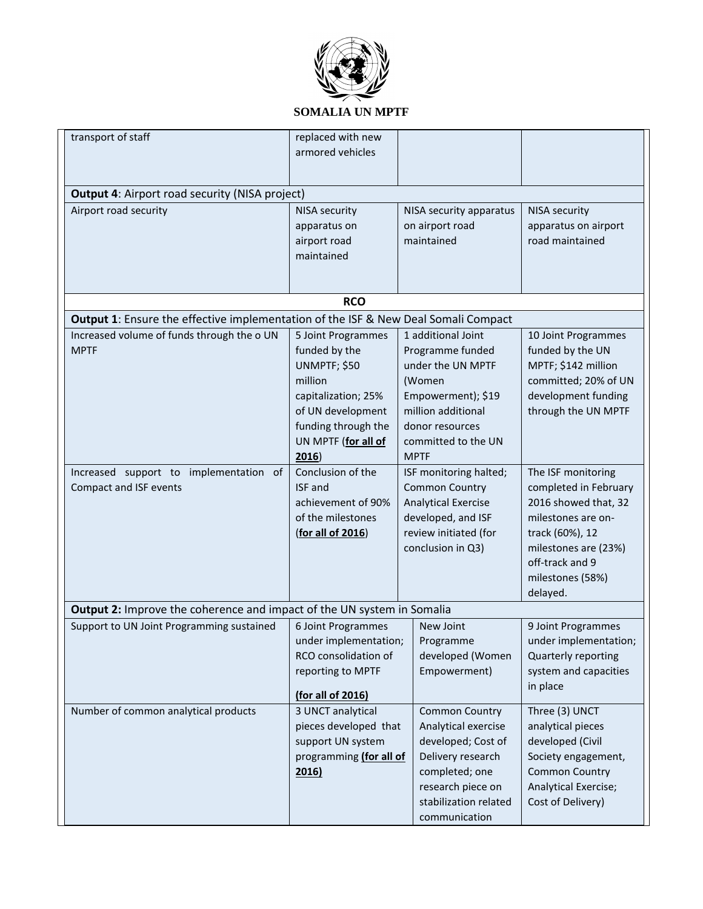| | | | |
|---|---|---|---|
| transport of staff | replaced with new armored vehicles | | |
| **Output 4**: Airport road security (NISA project) | | | |
| Airport road security | NISA security apparatus on airport road maintained | NISA security apparatus on airport road maintained | NISA security apparatus on airport road maintained |
| **RCO** | | | |
| **Output 1**: Ensure the effective implementation of the ISF & New Deal Somali Compact | | | |
| Increased volume of funds through the o UN MPTF | 5 Joint Programmes funded by the UNMPTF; $50 million capitalization; 25% of UN development funding through the UN MPTF (**for all of 2016**) | 1 additional Joint Programme funded under the UN MPTF (Women Empowerment); $19 million additional donor resources committed to the UN MPTF | 10 Joint Programmes funded by the UN MPTF; $142 million committed; 20% of UN development funding through the UN MPTF |
| Increased support to implementation of Compact and ISF events | Conclusion of the ISF and achievement of 90% of the milestones (**for all of 2016**) | ISF monitoring halted; Common Country Analytical Exercise developed, and ISF review initiated (for conclusion in Q3) | The ISF monitoring completed in February 2016 showed that, 32 milestones are on-track (60%), 12 milestones are (23%) off-track and 9 milestones (58%) delayed. |
| **Output 2:** Improve the coherence and impact of the UN system in Somalia | | | |
| Support to UN Joint Programming sustained | 6 Joint Programmes under implementation; RCO consolidation of reporting to MPTF **(for all of 2016)** | New Joint Programme developed (Women Empowerment) | 9 Joint Programmes under implementation; Quarterly reporting system and capacities in place |
| Number of common analytical products | 3 UNCT analytical pieces developed that support UN system programming **(for all of 2016)** | Common Country Analytical exercise developed; Cost of Delivery research completed; one research piece on stabilization related communication | Three (3) UNCT analytical pieces developed (Civil Society engagement, Common Country Analytical Exercise; Cost of Delivery) |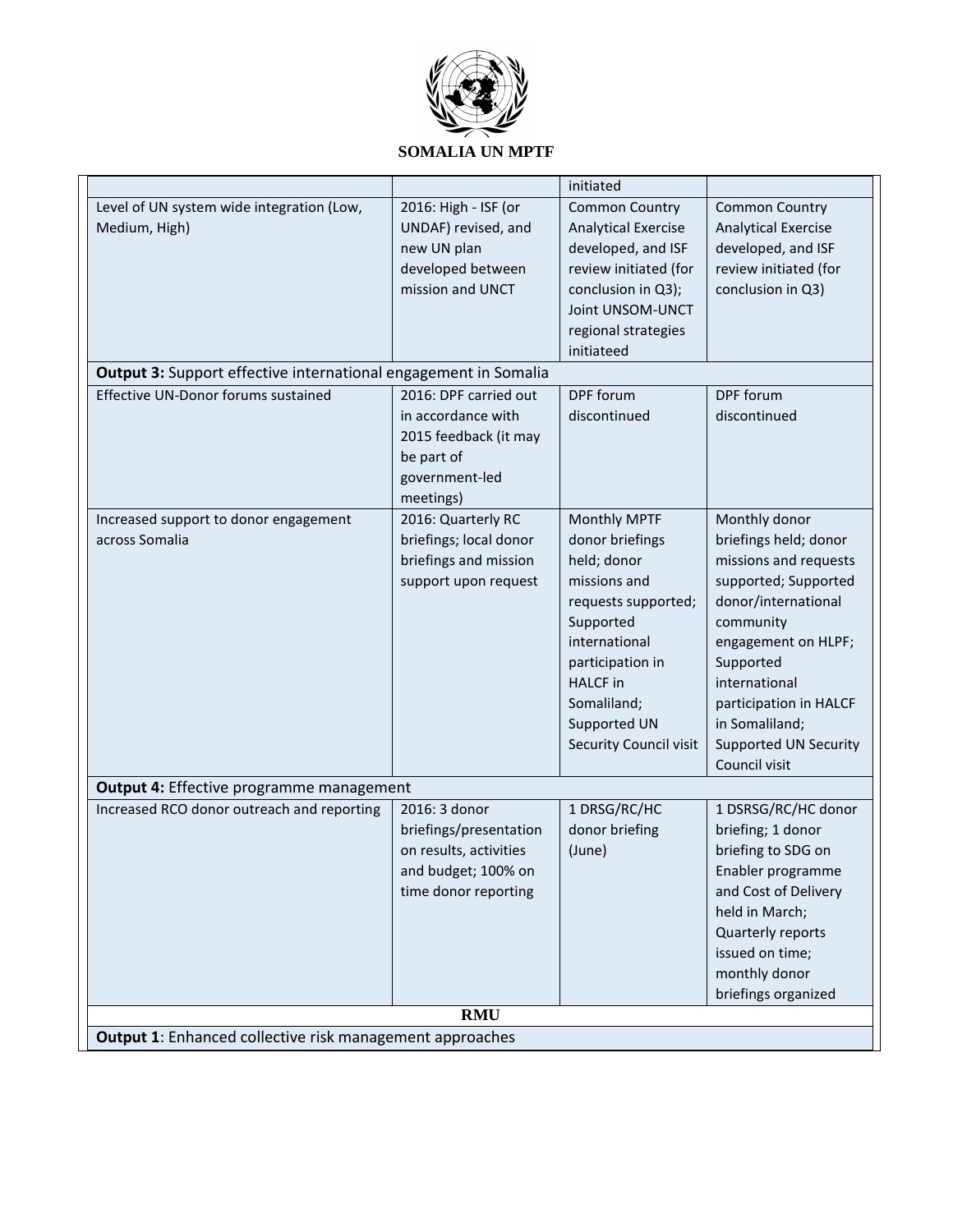| | | initiated | |
|---|---|---|---|
| Level of UN system wide integration (Low, Medium, High) | 2016: High - ISF (or UNDAF) revised, and new UN plan developed between mission and UNCT | Common Country Analytical Exercise developed, and ISF review initiated (for conclusion in Q3); Joint UNSOM-UNCT regional strategies initiateed | Common Country Analytical Exercise developed, and ISF review initiated (for conclusion in Q3) |
| **Output 3:** Support effective international engagement in Somalia | | | |
| Effective UN-Donor forums sustained | 2016: DPF carried out in accordance with 2015 feedback (it may be part of government-led meetings) | DPF forum discontinued | DPF forum discontinued |
| Increased support to donor engagement across Somalia | 2016: Quarterly RC briefings; local donor briefings and mission support upon request | Monthly MPTF donor briefings held; donor missions and requests supported; Supported international participation in HALCF in Somaliland; Supported UN Security Council visit | Monthly donor briefings held; donor missions and requests supported; Supported donor/international community engagement on HLPF; Supported international participation in HALCF in Somaliland; Supported UN Security Council visit |
| **Output 4:** Effective programme management | | | |
| Increased RCO donor outreach and reporting | 2016: 3 donor briefings/presentation on results, activities and budget; 100% on time donor reporting | 1 DRSG/RC/HC donor briefing (June) | 1 DSRSG/RC/HC donor briefing; 1 donor briefing to SDG on Enabler programme and Cost of Delivery held in March; Quarterly reports issued on time; monthly donor briefings organized |
| **RMU** | | | |
| **Output 1**: Enhanced collective risk management approaches | | | |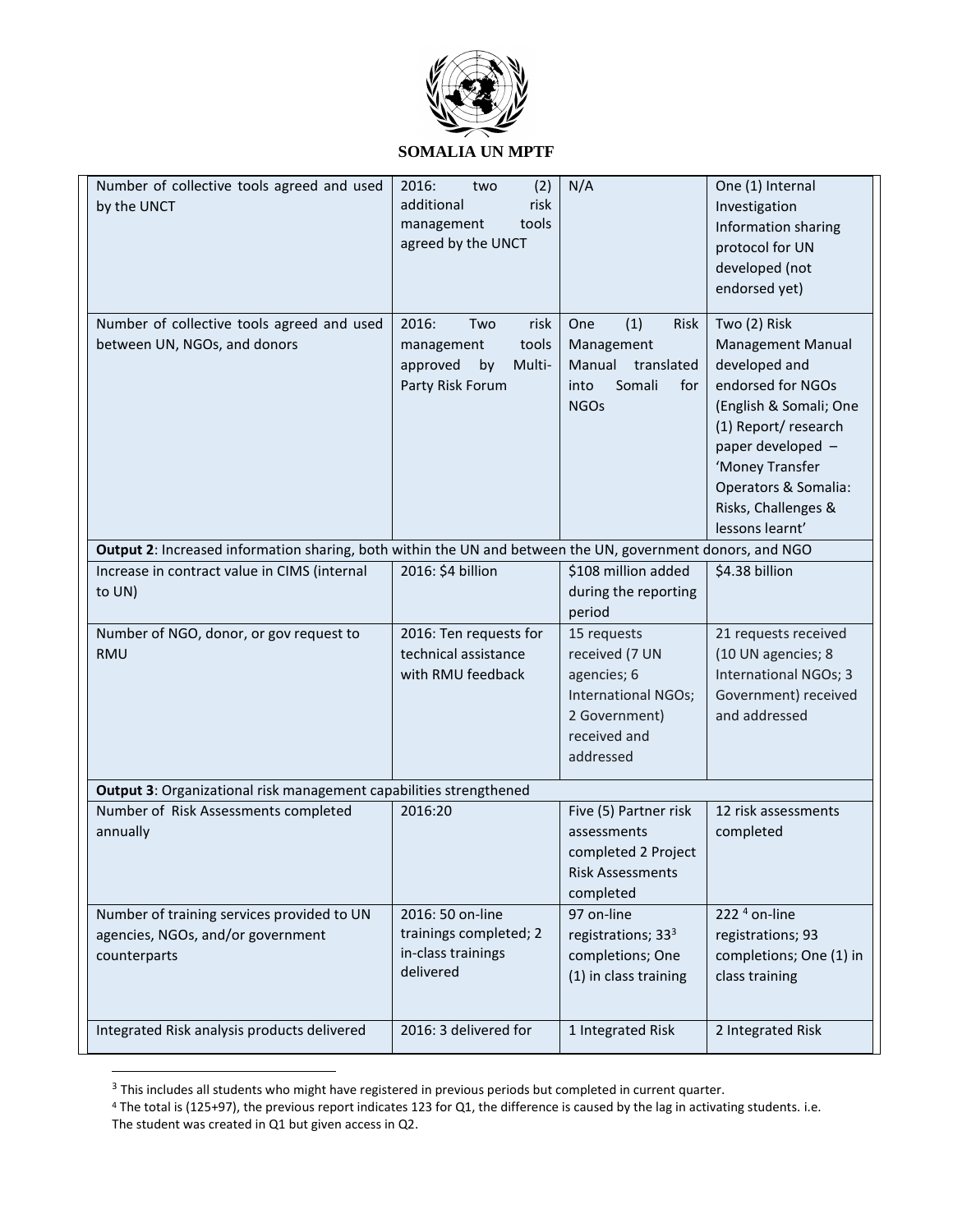| | | | |
|---|---|---|---|
| Number of collective tools agreed and used by the UNCT | 2016: two (2) additional risk management tools agreed by the UNCT | N/A | One (1) Internal Investigation Information sharing protocol for UN developed (not endorsed yet) |
| Number of collective tools agreed and used between UN, NGOs, and donors | 2016: Two risk management tools approved by Multi-Party Risk Forum | One (1) Risk Management Manual translated into Somali for NGOs | Two (2) Risk Management Manual developed and endorsed for NGOs (English & Somali; One (1) Report/ research paper developed – 'Money Transfer Operators & Somalia: Risks, Challenges & lessons learnt' |
| **Output 2**: Increased information sharing, both within the UN and between the UN, government donors, and NGO | | | |
| Increase in contract value in CIMS (internal to UN) | 2016: $4 billion | $108 million added during the reporting period | $4.38 billion |
| Number of NGO, donor, or gov request to RMU | 2016: Ten requests for technical assistance with RMU feedback | 15 requests received (7 UN agencies; 6 International NGOs; 2 Government) received and addressed | 21 requests received (10 UN agencies; 8 International NGOs; 3 Government) received and addressed |
| **Output 3**: Organizational risk management capabilities strengthened | | | |
| Number of Risk Assessments completed annually | 2016:20 | Five (5) Partner risk assessments completed 2 Project Risk Assessments completed | 12 risk assessments completed |
| Number of training services provided to UN agencies, NGOs, and/or government counterparts | 2016: 50 on-line trainings completed; 2 in-class trainings delivered | 97 on-line registrations; 33[3] completions; One (1) in class training | 222 [4] on-line registrations; 93 completions; One (1) in class training |
| Integrated Risk analysis products delivered | 2016: 3 delivered for | 1 Integrated Risk | 2 Integrated Risk |

[3] This includes all students who might have registered in previous periods but completed in current quarter.

[4] The total is (125+97), the previous report indicates 123 for Q1, the difference is caused by the lag in activating students. i.e. The student was created in Q1 but given access in Q2.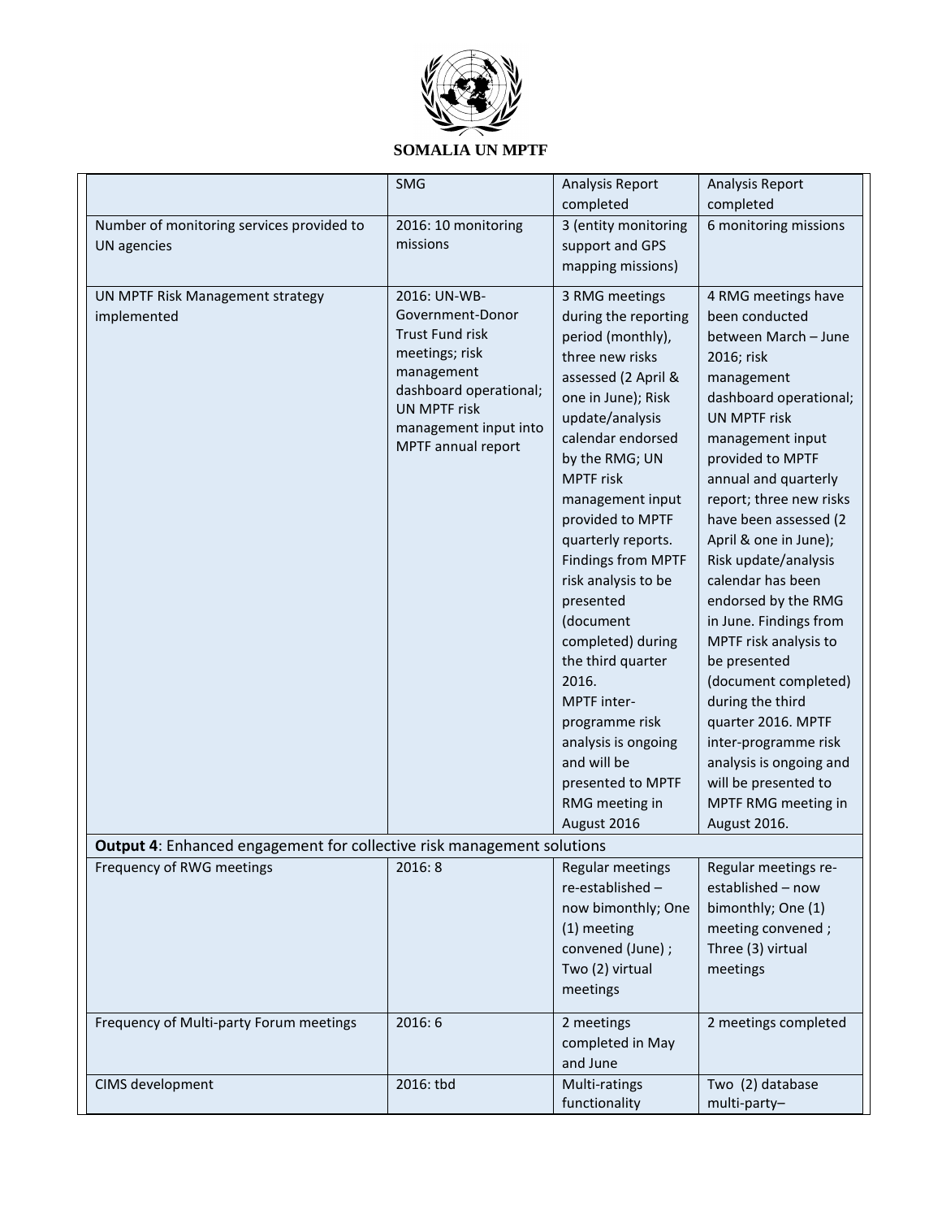**SOMALIA UN MPTF**

| | | | |
|---|---|---|---|
| | SMG | Analysis Report completed | Analysis Report completed |
| Number of monitoring services provided to UN agencies | 2016: 10 monitoring missions | 3 (entity monitoring support and GPS mapping missions) | 6 monitoring missions |
| UN MPTF Risk Management strategy implemented | 2016: UN-WB-Government-Donor Trust Fund risk meetings; risk management dashboard operational; UN MPTF risk management input into MPTF annual report | 3 RMG meetings during the reporting period (monthly), three new risks assessed (2 April & one in June); Risk update/analysis calendar endorsed by the RMG; UN MPTF risk management input provided to MPTF quarterly reports. Findings from MPTF risk analysis to be presented (document completed) during the third quarter 2016. MPTF inter-programme risk analysis is ongoing and will be presented to MPTF RMG meeting in August 2016 | 4 RMG meetings have been conducted between March – June 2016; risk management dashboard operational; UN MPTF risk management input provided to MPTF annual and quarterly report; three new risks have been assessed (2 April & one in June); Risk update/analysis calendar has been endorsed by the RMG in June. Findings from MPTF risk analysis to be presented (document completed) during the third quarter 2016. MPTF inter-programme risk analysis is ongoing and will be presented to MPTF RMG meeting in August 2016. |
| **Output 4**: Enhanced engagement for collective risk management solutions | | | |
| Frequency of RWG meetings | 2016: 8 | Regular meetings re-established – now bimonthly; One (1) meeting convened (June) ; Two (2) virtual meetings | Regular meetings re-established – now bimonthly; One (1) meeting convened ; Three (3) virtual meetings |
| Frequency of Multi-party Forum meetings | 2016: 6 | 2 meetings completed in May and June | 2 meetings completed |
| CIMS development | 2016: tbd | Multi-ratings functionality | Two (2) database multi-party– |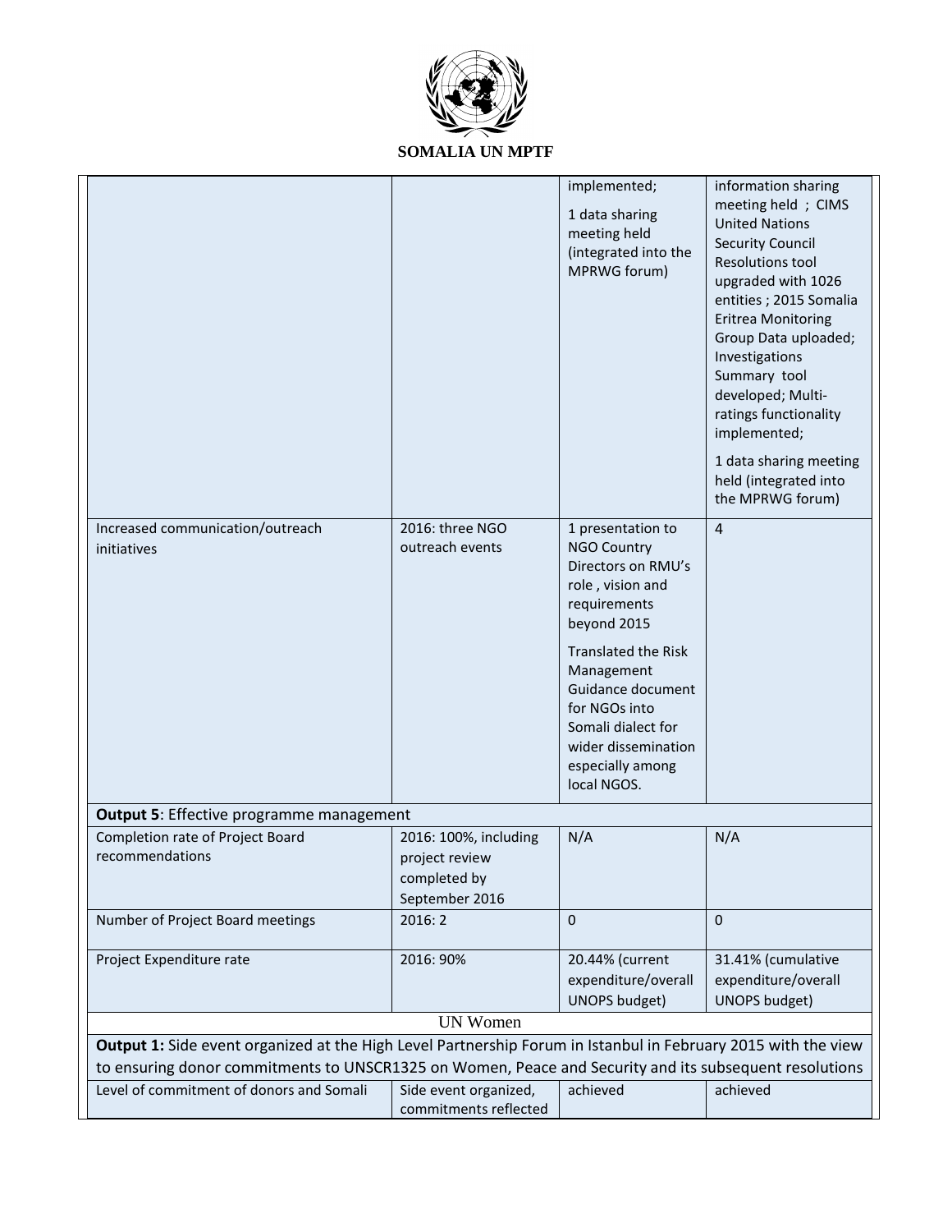| | | | |
|---|---|---|---|
| | | implemented;<br>1 data sharing meeting held (integrated into the MPRWG forum) | information sharing meeting held ; CIMS United Nations Security Council Resolutions tool upgraded with 1026 entities ; 2015 Somalia Eritrea Monitoring Group Data uploaded; Investigations Summary tool developed; Multi-ratings functionality implemented;<br>1 data sharing meeting held (integrated into the MPRWG forum) |
| Increased communication/outreach initiatives | 2016: three NGO outreach events | 1 presentation to NGO Country Directors on RMU's role , vision and requirements beyond 2015<br>Translated the Risk Management Guidance document for NGOs into Somali dialect for wider dissemination especially among local NGOS. | 4 |
| **Output 5**: Effective programme management | | | |
| Completion rate of Project Board recommendations | 2016: 100%, including project review completed by September 2016 | N/A | N/A |
| Number of Project Board meetings | 2016: 2 | 0 | 0 |
| Project Expenditure rate | 2016: 90% | 20.44% (current expenditure/overall UNOPS budget) | 31.41% (cumulative expenditure/overall UNOPS budget) |
| UN Women | | | |
| **Output 1:** Side event organized at the High Level Partnership Forum in Istanbul in February 2015 with the view to ensuring donor commitments to UNSCR1325 on Women, Peace and Security and its subsequent resolutions | | | |
| Level of commitment of donors and Somali | Side event organized, commitments reflected | achieved | achieved |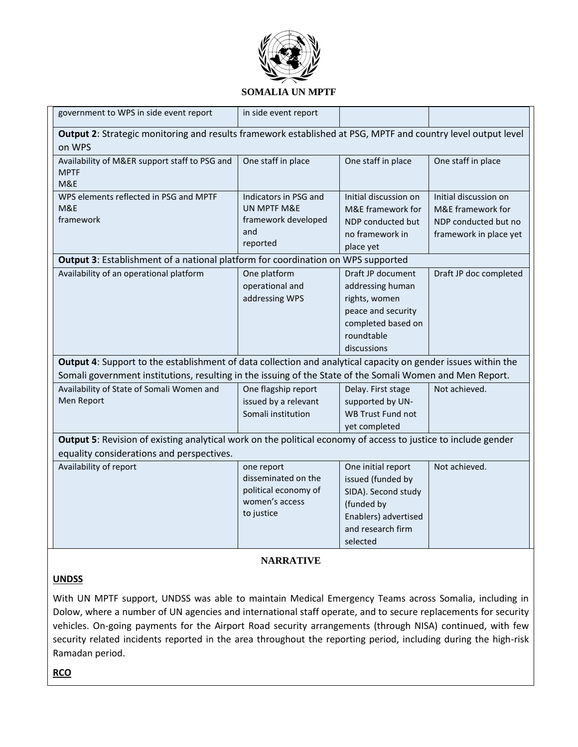| | | | |
|---|---|---|---|
| government to WPS in side event report | in side event report | | |
| **Output 2**: Strategic monitoring and results framework established at PSG, MPTF and country level output level on WPS | | | |
| Availability of M&ER support staff to PSG and MPTF M&E | One staff in place | One staff in place | One staff in place |
| WPS elements reflected in PSG and MPTF M&E framework | Indicators in PSG and UN MPTF M&E framework developed and reported | Initial discussion on M&E framework for NDP conducted but no framework in place yet | Initial discussion on M&E framework for NDP conducted but no framework in place yet |
| **Output 3**: Establishment of a national platform for coordination on WPS supported | | | |
| Availability of an operational platform | One platform operational and addressing WPS | Draft JP document addressing human rights, women peace and security completed based on roundtable discussions | Draft JP doc completed |
| **Output 4**: Support to the establishment of data collection and analytical capacity on gender issues within the Somali government institutions, resulting in the issuing of the State of the Somali Women and Men Report. | | | |
| Availability of State of Somali Women and Men Report | One flagship report issued by a relevant Somali institution | Delay. First stage supported by UN-WB Trust Fund not yet completed | Not achieved. |
| **Output 5**: Revision of existing analytical work on the political economy of access to justice to include gender equality considerations and perspectives. | | | |
| Availability of report | one report disseminated on the political economy of women's access to justice | One initial report issued (funded by SIDA). Second study (funded by Enablers) advertised and research firm selected | Not achieved. |

## NARRATIVE

**UNDSS**

With UN MPTF support, UNDSS was able to maintain Medical Emergency Teams across Somalia, including in Dolow, where a number of UN agencies and international staff operate, and to secure replacements for security vehicles. On-going payments for the Airport Road security arrangements (through NISA) continued, with few security related incidents reported in the area throughout the reporting period, including during the high-risk Ramadan period.

**RCO**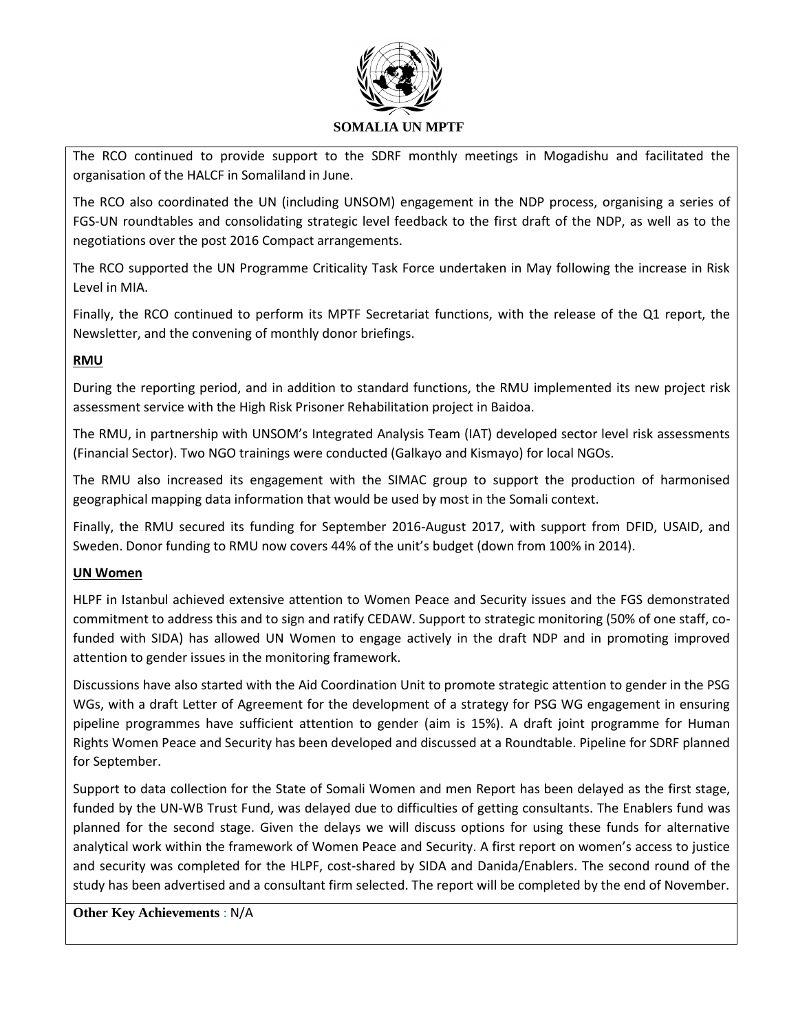The RCO continued to provide support to the SDRF monthly meetings in Mogadishu and facilitated the organisation of the HALCF in Somaliland in June.

The RCO also coordinated the UN (including UNSOM) engagement in the NDP process, organising a series of FGS-UN roundtables and consolidating strategic level feedback to the first draft of the NDP, as well as to the negotiations over the post 2016 Compact arrangements.

The RCO supported the UN Programme Criticality Task Force undertaken in May following the increase in Risk Level in MIA.

Finally, the RCO continued to perform its MPTF Secretariat functions, with the release of the Q1 report, the Newsletter, and the convening of monthly donor briefings.

**RMU**

During the reporting period, and in addition to standard functions, the RMU implemented its new project risk assessment service with the High Risk Prisoner Rehabilitation project in Baidoa.

The RMU, in partnership with UNSOM's Integrated Analysis Team (IAT) developed sector level risk assessments (Financial Sector). Two NGO trainings were conducted (Galkayo and Kismayo) for local NGOs.

The RMU also increased its engagement with the SIMAC group to support the production of harmonised geographical mapping data information that would be used by most in the Somali context.

Finally, the RMU secured its funding for September 2016-August 2017, with support from DFID, USAID, and Sweden. Donor funding to RMU now covers 44% of the unit's budget (down from 100% in 2014).

**UN Women**

HLPF in Istanbul achieved extensive attention to Women Peace and Security issues and the FGS demonstrated commitment to address this and to sign and ratify CEDAW. Support to strategic monitoring (50% of one staff, co-funded with SIDA) has allowed UN Women to engage actively in the draft NDP and in promoting improved attention to gender issues in the monitoring framework.

Discussions have also started with the Aid Coordination Unit to promote strategic attention to gender in the PSG WGs, with a draft Letter of Agreement for the development of a strategy for PSG WG engagement in ensuring pipeline programmes have sufficient attention to gender (aim is 15%). A draft joint programme for Human Rights Women Peace and Security has been developed and discussed at a Roundtable. Pipeline for SDRF planned for September.

Support to data collection for the State of Somali Women and men Report has been delayed as the first stage, funded by the UN-WB Trust Fund, was delayed due to difficulties of getting consultants. The Enablers fund was planned for the second stage. Given the delays we will discuss options for using these funds for alternative analytical work within the framework of Women Peace and Security. A first report on women's access to justice and security was completed for the HLPF, cost-shared by SIDA and Danida/Enablers. The second round of the study has been advertised and a consultant firm selected. The report will be completed by the end of November.

**Other Key Achievements** : N/A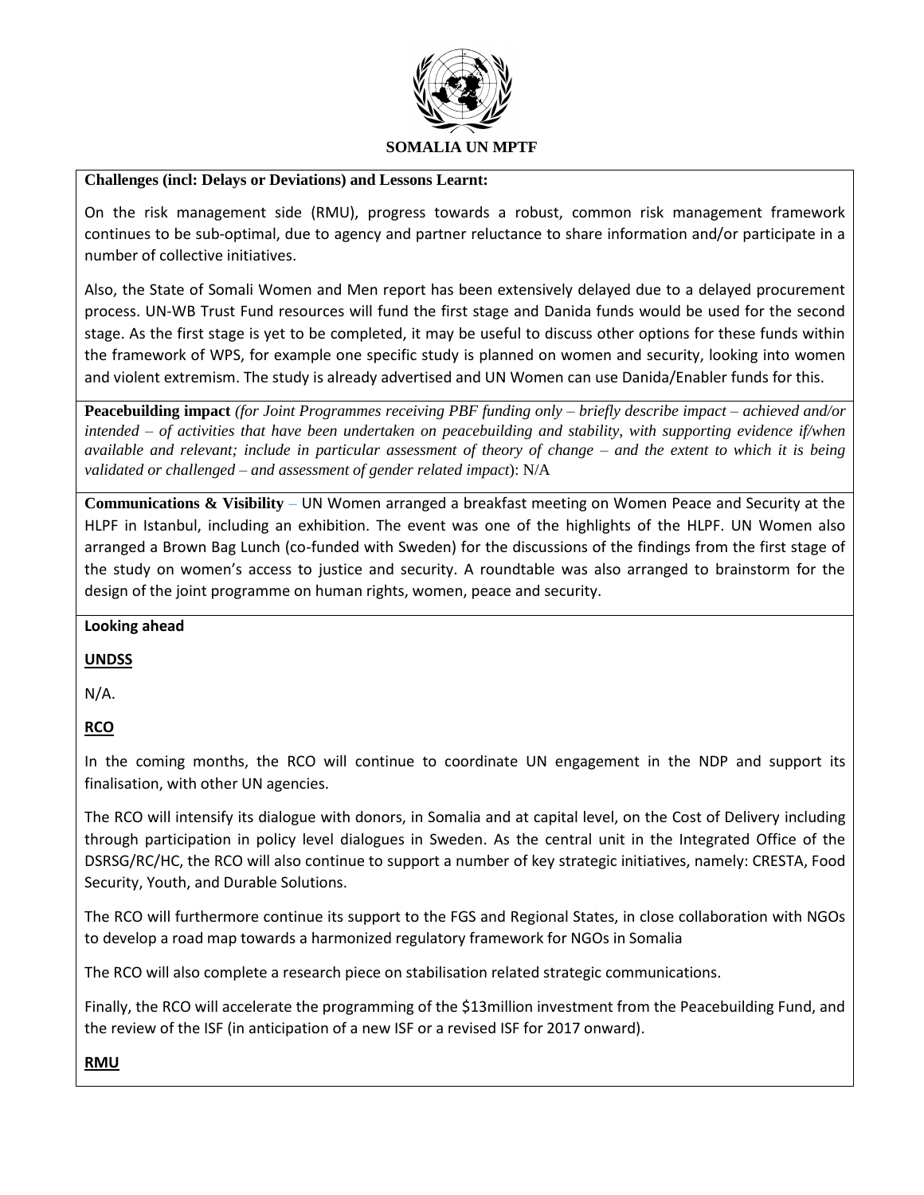**SOMALIA UN MPTF**

**Challenges (incl: Delays or Deviations) and Lessons Learnt:**

On the risk management side (RMU), progress towards a robust, common risk management framework continues to be sub-optimal, due to agency and partner reluctance to share information and/or participate in a number of collective initiatives.

Also, the State of Somali Women and Men report has been extensively delayed due to a delayed procurement process. UN-WB Trust Fund resources will fund the first stage and Danida funds would be used for the second stage. As the first stage is yet to be completed, it may be useful to discuss other options for these funds within the framework of WPS, for example one specific study is planned on women and security, looking into women and violent extremism. The study is already advertised and UN Women can use Danida/Enabler funds for this.

**Peacebuilding impact** *(for Joint Programmes receiving PBF funding only – briefly describe impact – achieved and/or intended – of activities that have been undertaken on peacebuilding and stability, with supporting evidence if/when available and relevant; include in particular assessment of theory of change – and the extent to which it is being validated or challenged – and assessment of gender related impact*): N/A

**Communications & Visibility** – UN Women arranged a breakfast meeting on Women Peace and Security at the HLPF in Istanbul, including an exhibition. The event was one of the highlights of the HLPF. UN Women also arranged a Brown Bag Lunch (co-funded with Sweden) for the discussions of the findings from the first stage of the study on women's access to justice and security. A roundtable was also arranged to brainstorm for the design of the joint programme on human rights, women, peace and security.

**Looking ahead**

**UNDSS**

N/A.

**RCO**

In the coming months, the RCO will continue to coordinate UN engagement in the NDP and support its finalisation, with other UN agencies.

The RCO will intensify its dialogue with donors, in Somalia and at capital level, on the Cost of Delivery including through participation in policy level dialogues in Sweden. As the central unit in the Integrated Office of the DSRSG/RC/HC, the RCO will also continue to support a number of key strategic initiatives, namely: CRESTA, Food Security, Youth, and Durable Solutions.

The RCO will furthermore continue its support to the FGS and Regional States, in close collaboration with NGOs to develop a road map towards a harmonized regulatory framework for NGOs in Somalia

The RCO will also complete a research piece on stabilisation related strategic communications.

Finally, the RCO will accelerate the programming of the $13million investment from the Peacebuilding Fund, and the review of the ISF (in anticipation of a new ISF or a revised ISF for 2017 onward).

**RMU**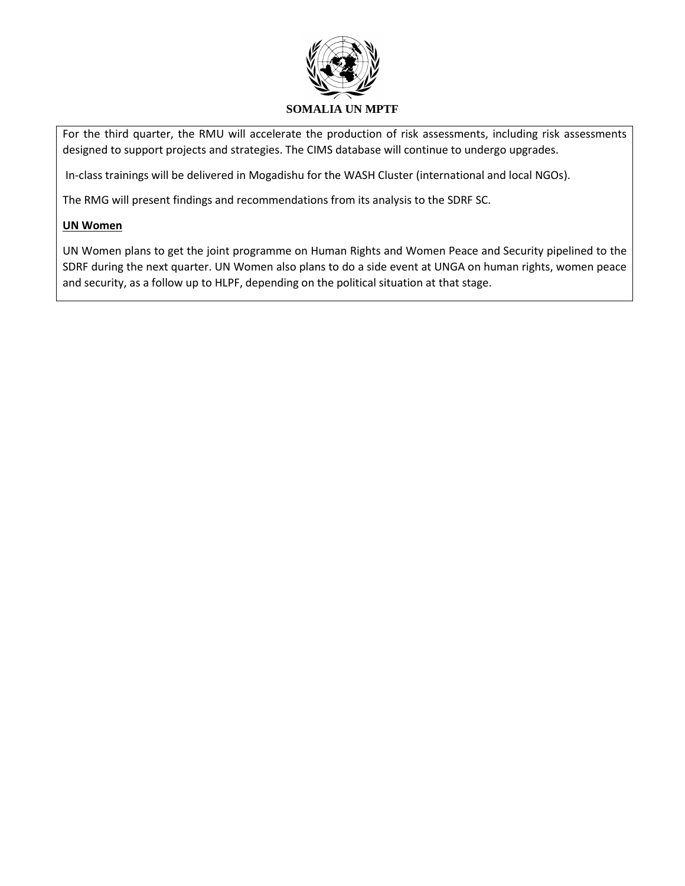For the third quarter, the RMU will accelerate the production of risk assessments, including risk assessments designed to support projects and strategies. The CIMS database will continue to undergo upgrades.

In-class trainings will be delivered in Mogadishu for the WASH Cluster (international and local NGOs).

The RMG will present findings and recommendations from its analysis to the SDRF SC.

**UN Women**

UN Women plans to get the joint programme on Human Rights and Women Peace and Security pipelined to the SDRF during the next quarter. UN Women also plans to do a side event at UNGA on human rights, women peace and security, as a follow up to HLPF, depending on the political situation at that stage.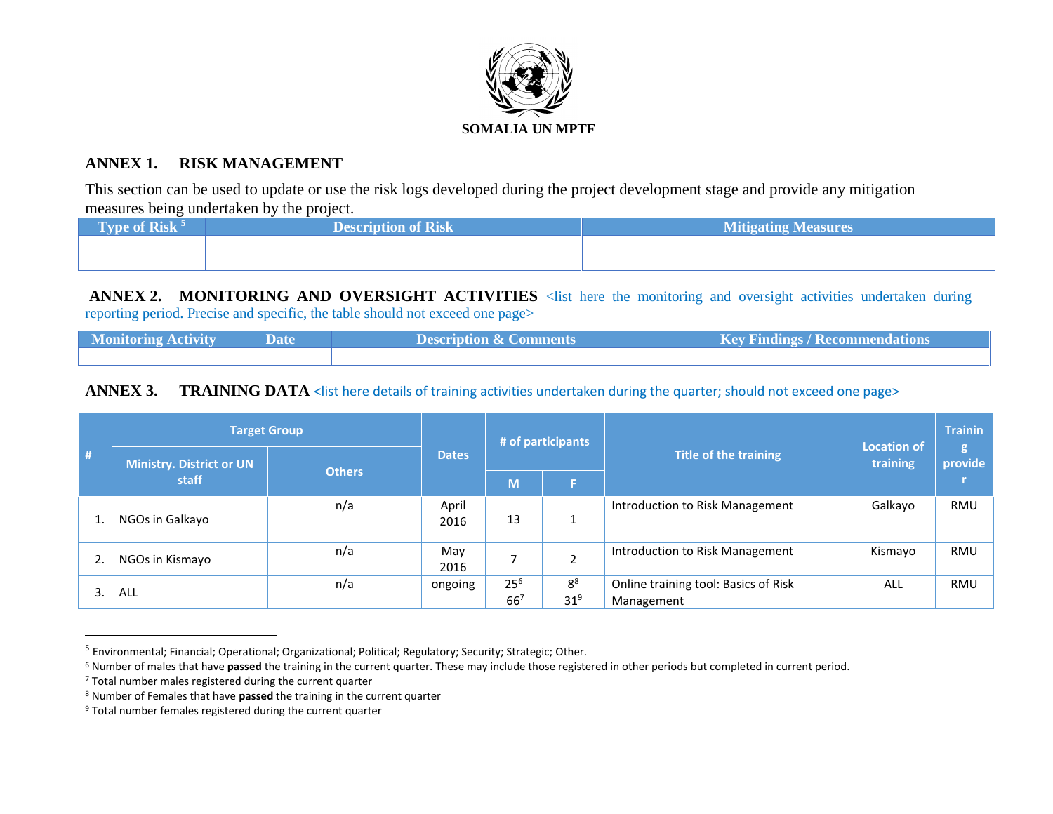**SOMALIA UN MPTF**

## ANNEX 1. RISK MANAGEMENT

This section can be used to update or use the risk logs developed during the project development stage and provide any mitigation measures being undertaken by the project.

| Type of Risk [5] | Description of Risk | Mitigating Measures |
|---|---|---|
| | | |

## ANNEX 2. MONITORING AND OVERSIGHT ACTIVITIES <list here the monitoring and oversight activities undertaken during reporting period. Precise and specific, the table should not exceed one page>

| Monitoring Activity | Date | Description & Comments | Key Findings / Recommendations |
|---|---|---|---|
| | | | |

## ANNEX 3. TRAINING DATA <list here details of training activities undertaken during the quarter; should not exceed one page>

| # | Target Group | | Dates | # of participants | | Title of the training | Location of training | Training provider |
|---|---|---|---|---|---|---|---|---|
| | Ministry. District or UN staff | Others | | M | F | | | |
| 1. | NGOs in Galkayo | n/a | April 2016 | 13 | 1 | Introduction to Risk Management | Galkayo | RMU |
| 2. | NGOs in Kismayo | n/a | May 2016 | 7 | 2 | Introduction to Risk Management | Kismayo | RMU |
| 3. | ALL | n/a | ongoing | 25[6] 66[7] | 8[8] 31[9] | Online training tool: Basics of Risk Management | ALL | RMU |

---

[5] Environmental; Financial; Operational; Organizational; Political; Regulatory; Security; Strategic; Other.

[6] Number of males that have **passed** the training in the current quarter. These may include those registered in other periods but completed in current period.

[7] Total number males registered during the current quarter

[8] Number of Females that have **passed** the training in the current quarter

[9] Total number females registered during the current quarter